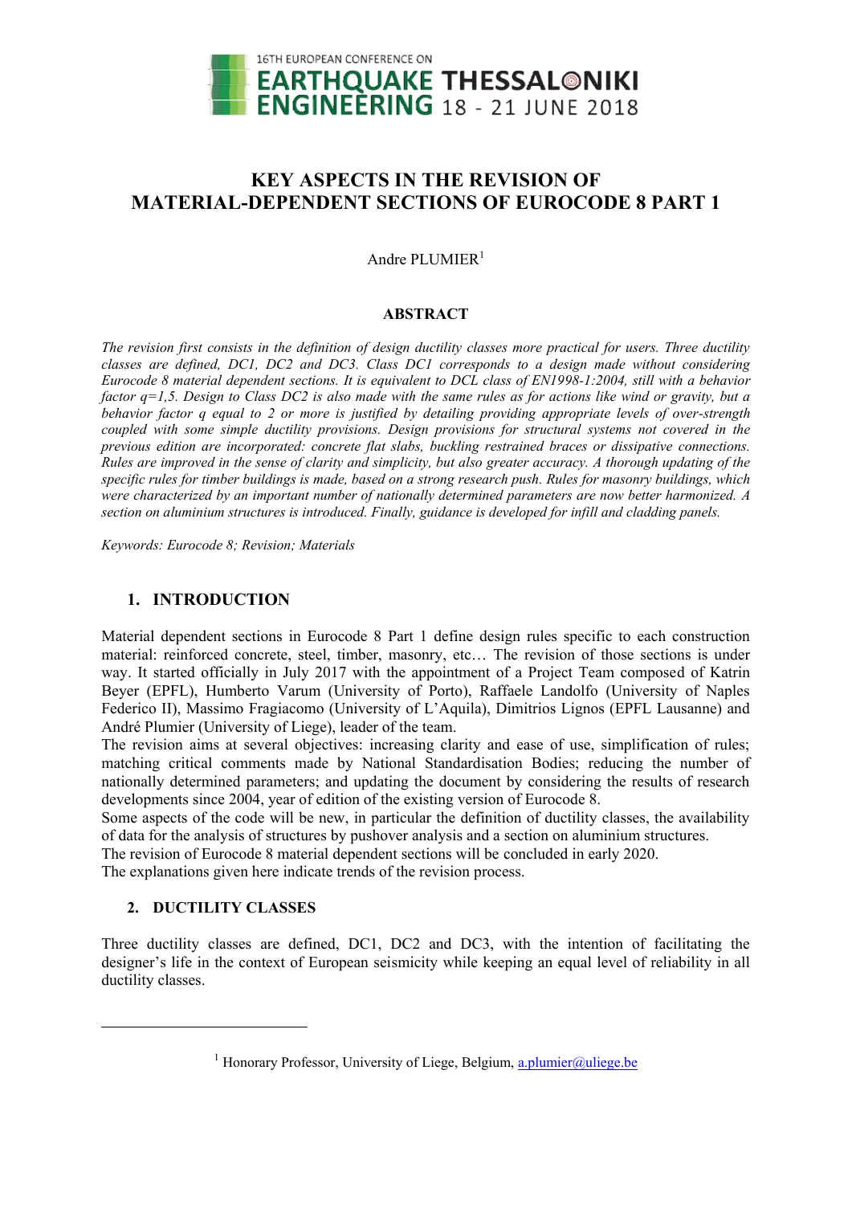# KEY ASPECTS IN THE REVISION OF MATERIAL-DEPENDENT SECTIONS OF EUROCODE 8 PART 1

Andre PLUMIER[1]

## ABSTRACT

*The revision first consists in the definition of design ductility classes more practical for users. Three ductility classes are defined, DC1, DC2 and DC3. Class DC1 corresponds to a design made without considering Eurocode 8 material dependent sections. It is equivalent to DCL class of EN1998-1:2004, still with a behavior factor q=1,5. Design to Class DC2 is also made with the same rules as for actions like wind or gravity, but a behavior factor q equal to 2 or more is justified by detailing providing appropriate levels of over-strength coupled with some simple ductility provisions. Design provisions for structural systems not covered in the previous edition are incorporated: concrete flat slabs, buckling restrained braces or dissipative connections. Rules are improved in the sense of clarity and simplicity, but also greater accuracy. A thorough updating of the specific rules for timber buildings is made, based on a strong research push. Rules for masonry buildings, which were characterized by an important number of nationally determined parameters are now better harmonized. A section on aluminium structures is introduced. Finally, guidance is developed for infill and cladding panels.*

*Keywords: Eurocode 8; Revision; Materials*

## 1. INTRODUCTION

Material dependent sections in Eurocode 8 Part 1 define design rules specific to each construction material: reinforced concrete, steel, timber, masonry, etc… The revision of those sections is under way. It started officially in July 2017 with the appointment of a Project Team composed of Katrin Beyer (EPFL), Humberto Varum (University of Porto), Raffaele Landolfo (University of Naples Federico II), Massimo Fragiacomo (University of L'Aquila), Dimitrios Lignos (EPFL Lausanne) and André Plumier (University of Liege), leader of the team.

The revision aims at several objectives: increasing clarity and ease of use, simplification of rules; matching critical comments made by National Standardisation Bodies; reducing the number of nationally determined parameters; and updating the document by considering the results of research developments since 2004, year of edition of the existing version of Eurocode 8.

Some aspects of the code will be new, in particular the definition of ductility classes, the availability of data for the analysis of structures by pushover analysis and a section on aluminium structures.

The revision of Eurocode 8 material dependent sections will be concluded in early 2020.

The explanations given here indicate trends of the revision process.

## 2. DUCTILITY CLASSES

Three ductility classes are defined, DC1, DC2 and DC3, with the intention of facilitating the designer's life in the context of European seismicity while keeping an equal level of reliability in all ductility classes.

---

[1] Honorary Professor, University of Liege, Belgium, a.plumier@uliege.be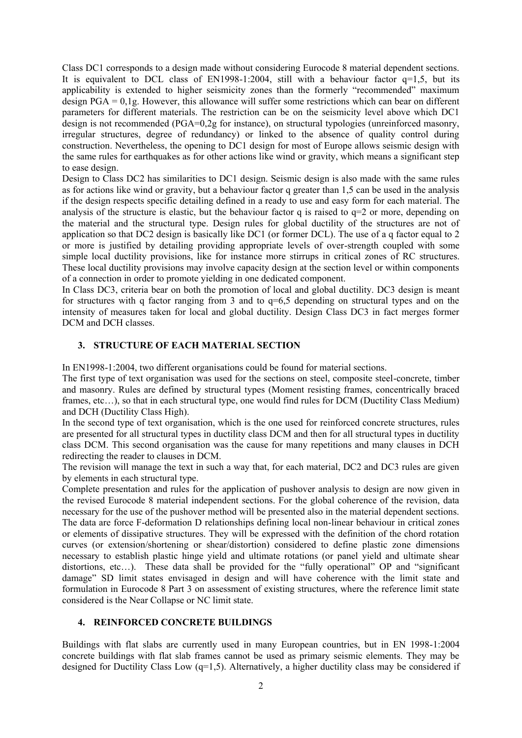Class DC1 corresponds to a design made without considering Eurocode 8 material dependent sections. It is equivalent to DCL class of EN1998-1:2004, still with a behaviour factor q=1,5, but its applicability is extended to higher seismicity zones than the formerly "recommended" maximum design PGA = 0,1g. However, this allowance will suffer some restrictions which can bear on different parameters for different materials. The restriction can be on the seismicity level above which DC1 design is not recommended (PGA=0,2g for instance), on structural typologies (unreinforced masonry, irregular structures, degree of redundancy) or linked to the absence of quality control during construction. Nevertheless, the opening to DC1 design for most of Europe allows seismic design with the same rules for earthquakes as for other actions like wind or gravity, which means a significant step to ease design.

Design to Class DC2 has similarities to DC1 design. Seismic design is also made with the same rules as for actions like wind or gravity, but a behaviour factor q greater than 1,5 can be used in the analysis if the design respects specific detailing defined in a ready to use and easy form for each material. The analysis of the structure is elastic, but the behaviour factor q is raised to q=2 or more, depending on the material and the structural type. Design rules for global ductility of the structures are not of application so that DC2 design is basically like DC1 (or former DCL). The use of a q factor equal to 2 or more is justified by detailing providing appropriate levels of over-strength coupled with some simple local ductility provisions, like for instance more stirrups in critical zones of RC structures. These local ductility provisions may involve capacity design at the section level or within components of a connection in order to promote yielding in one dedicated component.

In Class DC3, criteria bear on both the promotion of local and global ductility. DC3 design is meant for structures with q factor ranging from 3 and to q=6,5 depending on structural types and on the intensity of measures taken for local and global ductility. Design Class DC3 in fact merges former DCM and DCH classes.

## 3. STRUCTURE OF EACH MATERIAL SECTION

In EN1998-1:2004, two different organisations could be found for material sections.

The first type of text organisation was used for the sections on steel, composite steel-concrete, timber and masonry. Rules are defined by structural types (Moment resisting frames, concentrically braced frames, etc…), so that in each structural type, one would find rules for DCM (Ductility Class Medium) and DCH (Ductility Class High).

In the second type of text organisation, which is the one used for reinforced concrete structures, rules are presented for all structural types in ductility class DCM and then for all structural types in ductility class DCM. This second organisation was the cause for many repetitions and many clauses in DCH redirecting the reader to clauses in DCM.

The revision will manage the text in such a way that, for each material, DC2 and DC3 rules are given by elements in each structural type.

Complete presentation and rules for the application of pushover analysis to design are now given in the revised Eurocode 8 material independent sections. For the global coherence of the revision, data necessary for the use of the pushover method will be presented also in the material dependent sections. The data are force F-deformation D relationships defining local non-linear behaviour in critical zones or elements of dissipative structures. They will be expressed with the definition of the chord rotation curves (or extension/shortening or shear/distortion) considered to define plastic zone dimensions necessary to establish plastic hinge yield and ultimate rotations (or panel yield and ultimate shear distortions, etc…). These data shall be provided for the "fully operational" OP and "significant damage" SD limit states envisaged in design and will have coherence with the limit state and formulation in Eurocode 8 Part 3 on assessment of existing structures, where the reference limit state considered is the Near Collapse or NC limit state.

## 4. REINFORCED CONCRETE BUILDINGS

Buildings with flat slabs are currently used in many European countries, but in EN 1998-1:2004 concrete buildings with flat slab frames cannot be used as primary seismic elements. They may be designed for Ductility Class Low (q=1,5). Alternatively, a higher ductility class may be considered if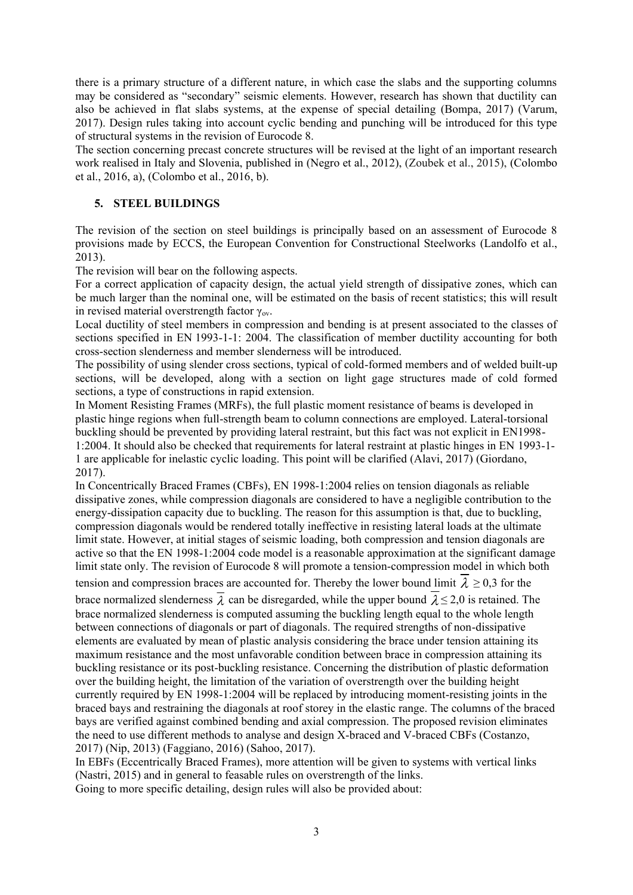there is a primary structure of a different nature, in which case the slabs and the supporting columns may be considered as "secondary" seismic elements. However, research has shown that ductility can also be achieved in flat slabs systems, at the expense of special detailing (Bompa, 2017) (Varum, 2017). Design rules taking into account cyclic bending and punching will be introduced for this type of structural systems in the revision of Eurocode 8.

The section concerning precast concrete structures will be revised at the light of an important research work realised in Italy and Slovenia, published in (Negro et al., 2012), (Zoubek et al., 2015), (Colombo et al., 2016, a), (Colombo et al., 2016, b).

## 5. STEEL BUILDINGS

The revision of the section on steel buildings is principally based on an assessment of Eurocode 8 provisions made by ECCS, the European Convention for Constructional Steelworks (Landolfo et al., 2013).

The revision will bear on the following aspects.

For a correct application of capacity design, the actual yield strength of dissipative zones, which can be much larger than the nominal one, will be estimated on the basis of recent statistics; this will result in revised material overstrength factor $\gamma_{ov}$.

Local ductility of steel members in compression and bending is at present associated to the classes of sections specified in EN 1993-1-1: 2004. The classification of member ductility accounting for both cross-section slenderness and member slenderness will be introduced.

The possibility of using slender cross sections, typical of cold-formed members and of welded built-up sections, will be developed, along with a section on light gage structures made of cold formed sections, a type of constructions in rapid extension.

In Moment Resisting Frames (MRFs), the full plastic moment resistance of beams is developed in plastic hinge regions when full-strength beam to column connections are employed. Lateral-torsional buckling should be prevented by providing lateral restraint, but this fact was not explicit in EN1998-1:2004. It should also be checked that requirements for lateral restraint at plastic hinges in EN 1993-1-1 are applicable for inelastic cyclic loading. This point will be clarified (Alavi, 2017) (Giordano, 2017).

In Concentrically Braced Frames (CBFs), EN 1998-1:2004 relies on tension diagonals as reliable dissipative zones, while compression diagonals are considered to have a negligible contribution to the energy-dissipation capacity due to buckling. The reason for this assumption is that, due to buckling, compression diagonals would be rendered totally ineffective in resisting lateral loads at the ultimate limit state. However, at initial stages of seismic loading, both compression and tension diagonals are active so that the EN 1998-1:2004 code model is a reasonable approximation at the significant damage limit state only. The revision of Eurocode 8 will promote a tension-compression model in which both tension and compression braces are accounted for. Thereby the lower bound limit $\overline{\lambda} \geq 0{,}3$ for the brace normalized slenderness $\overline{\lambda}$ can be disregarded, while the upper bound $\overline{\lambda} \leq 2{,}0$ is retained. The brace normalized slenderness is computed assuming the buckling length equal to the whole length between connections of diagonals or part of diagonals. The required strengths of non-dissipative elements are evaluated by mean of plastic analysis considering the brace under tension attaining its maximum resistance and the most unfavorable condition between brace in compression attaining its buckling resistance or its post-buckling resistance. Concerning the distribution of plastic deformation over the building height, the limitation of the variation of overstrength over the building height currently required by EN 1998-1:2004 will be replaced by introducing moment-resisting joints in the braced bays and restraining the diagonals at roof storey in the elastic range. The columns of the braced bays are verified against combined bending and axial compression. The proposed revision eliminates the need to use different methods to analyse and design X-braced and V-braced CBFs (Costanzo, 2017) (Nip, 2013) (Faggiano, 2016) (Sahoo, 2017).

In EBFs (Eccentrically Braced Frames), more attention will be given to systems with vertical links (Nastri, 2015) and in general to feasable rules on overstrength of the links.

Going to more specific detailing, design rules will also be provided about: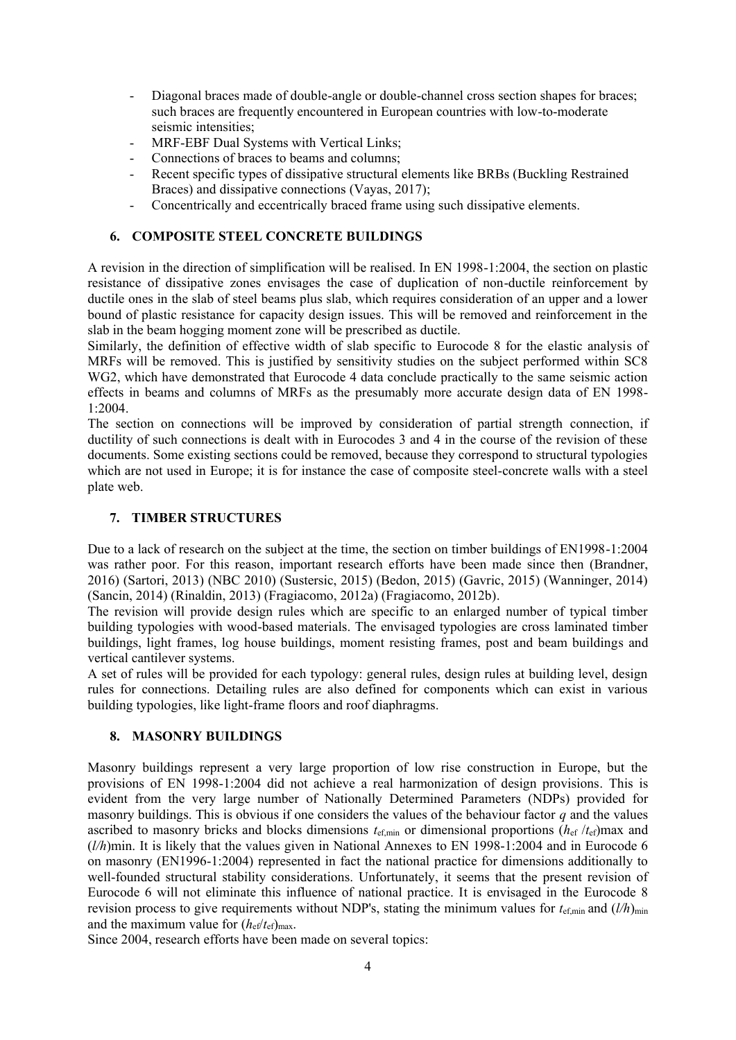- Diagonal braces made of double-angle or double-channel cross section shapes for braces; such braces are frequently encountered in European countries with low-to-moderate seismic intensities;
- MRF-EBF Dual Systems with Vertical Links;
- Connections of braces to beams and columns;
- Recent specific types of dissipative structural elements like BRBs (Buckling Restrained Braces) and dissipative connections (Vayas, 2017);
- Concentrically and eccentrically braced frame using such dissipative elements.

## 6. COMPOSITE STEEL CONCRETE BUILDINGS

A revision in the direction of simplification will be realised. In EN 1998-1:2004, the section on plastic resistance of dissipative zones envisages the case of duplication of non-ductile reinforcement by ductile ones in the slab of steel beams plus slab, which requires consideration of an upper and a lower bound of plastic resistance for capacity design issues. This will be removed and reinforcement in the slab in the beam hogging moment zone will be prescribed as ductile.

Similarly, the definition of effective width of slab specific to Eurocode 8 for the elastic analysis of MRFs will be removed. This is justified by sensitivity studies on the subject performed within SC8 WG2, which have demonstrated that Eurocode 4 data conclude practically to the same seismic action effects in beams and columns of MRFs as the presumably more accurate design data of EN 1998-1:2004.

The section on connections will be improved by consideration of partial strength connection, if ductility of such connections is dealt with in Eurocodes 3 and 4 in the course of the revision of these documents. Some existing sections could be removed, because they correspond to structural typologies which are not used in Europe; it is for instance the case of composite steel-concrete walls with a steel plate web.

## 7. TIMBER STRUCTURES

Due to a lack of research on the subject at the time, the section on timber buildings of EN1998-1:2004 was rather poor. For this reason, important research efforts have been made since then (Brandner, 2016) (Sartori, 2013) (NBC 2010) (Sustersic, 2015) (Bedon, 2015) (Gavric, 2015) (Wanninger, 2014) (Sancin, 2014) (Rinaldin, 2013) (Fragiacomo, 2012a) (Fragiacomo, 2012b).

The revision will provide design rules which are specific to an enlarged number of typical timber building typologies with wood-based materials. The envisaged typologies are cross laminated timber buildings, light frames, log house buildings, moment resisting frames, post and beam buildings and vertical cantilever systems.

A set of rules will be provided for each typology: general rules, design rules at building level, design rules for connections. Detailing rules are also defined for components which can exist in various building typologies, like light-frame floors and roof diaphragms.

## 8. MASONRY BUILDINGS

Masonry buildings represent a very large proportion of low rise construction in Europe, but the provisions of EN 1998-1:2004 did not achieve a real harmonization of design provisions. This is evident from the very large number of Nationally Determined Parameters (NDPs) provided for masonry buildings. This is obvious if one considers the values of the behaviour factor $q$ and the values ascribed to masonry bricks and blocks dimensions $t_{ef,min}$ or dimensional proportions $(h_{ef}/t_{ef})$max and $(l/h)$min. It is likely that the values given in National Annexes to EN 1998-1:2004 and in Eurocode 6 on masonry (EN1996-1:2004) represented in fact the national practice for dimensions additionally to well-founded structural stability considerations. Unfortunately, it seems that the present revision of Eurocode 6 will not eliminate this influence of national practice. It is envisaged in the Eurocode 8 revision process to give requirements without NDP's, stating the minimum values for $t_{ef,min}$ and $(l/h)_{min}$ and the maximum value for $(h_{ef}/t_{ef})_{max}$.

Since 2004, research efforts have been made on several topics: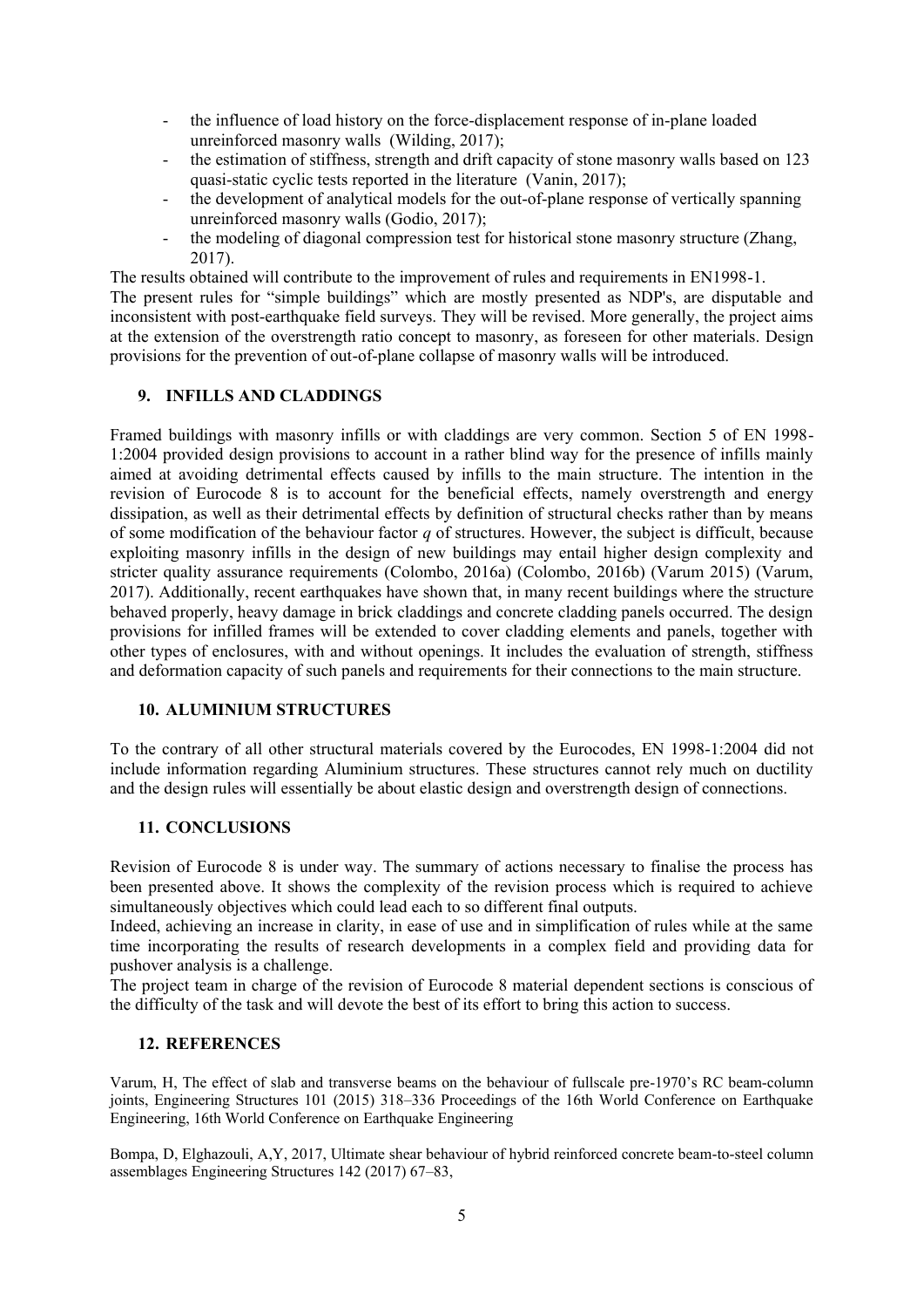- the influence of load history on the force-displacement response of in-plane loaded unreinforced masonry walls (Wilding, 2017);
- the estimation of stiffness, strength and drift capacity of stone masonry walls based on 123 quasi-static cyclic tests reported in the literature (Vanin, 2017);
- the development of analytical models for the out-of-plane response of vertically spanning unreinforced masonry walls (Godio, 2017);
- the modeling of diagonal compression test for historical stone masonry structure (Zhang, 2017).

The results obtained will contribute to the improvement of rules and requirements in EN1998-1.

The present rules for "simple buildings" which are mostly presented as NDP's, are disputable and inconsistent with post-earthquake field surveys. They will be revised. More generally, the project aims at the extension of the overstrength ratio concept to masonry, as foreseen for other materials. Design provisions for the prevention of out-of-plane collapse of masonry walls will be introduced.

## 9. INFILLS AND CLADDINGS

Framed buildings with masonry infills or with claddings are very common. Section 5 of EN 1998-1:2004 provided design provisions to account in a rather blind way for the presence of infills mainly aimed at avoiding detrimental effects caused by infills to the main structure. The intention in the revision of Eurocode 8 is to account for the beneficial effects, namely overstrength and energy dissipation, as well as their detrimental effects by definition of structural checks rather than by means of some modification of the behaviour factor $q$ of structures. However, the subject is difficult, because exploiting masonry infills in the design of new buildings may entail higher design complexity and stricter quality assurance requirements (Colombo, 2016a) (Colombo, 2016b) (Varum 2015) (Varum, 2017). Additionally, recent earthquakes have shown that, in many recent buildings where the structure behaved properly, heavy damage in brick claddings and concrete cladding panels occurred. The design provisions for infilled frames will be extended to cover cladding elements and panels, together with other types of enclosures, with and without openings. It includes the evaluation of strength, stiffness and deformation capacity of such panels and requirements for their connections to the main structure.

## 10. ALUMINIUM STRUCTURES

To the contrary of all other structural materials covered by the Eurocodes, EN 1998-1:2004 did not include information regarding Aluminium structures. These structures cannot rely much on ductility and the design rules will essentially be about elastic design and overstrength design of connections.

## 11. CONCLUSIONS

Revision of Eurocode 8 is under way. The summary of actions necessary to finalise the process has been presented above. It shows the complexity of the revision process which is required to achieve simultaneously objectives which could lead each to so different final outputs.

Indeed, achieving an increase in clarity, in ease of use and in simplification of rules while at the same time incorporating the results of research developments in a complex field and providing data for pushover analysis is a challenge.

The project team in charge of the revision of Eurocode 8 material dependent sections is conscious of the difficulty of the task and will devote the best of its effort to bring this action to success.

## 12. REFERENCES

Varum, H, The effect of slab and transverse beams on the behaviour of fullscale pre-1970's RC beam-column joints, Engineering Structures 101 (2015) 318–336 Proceedings of the 16th World Conference on Earthquake Engineering, 16th World Conference on Earthquake Engineering

Bompa, D, Elghazouli, A,Y, 2017, Ultimate shear behaviour of hybrid reinforced concrete beam-to-steel column assemblages Engineering Structures 142 (2017) 67–83,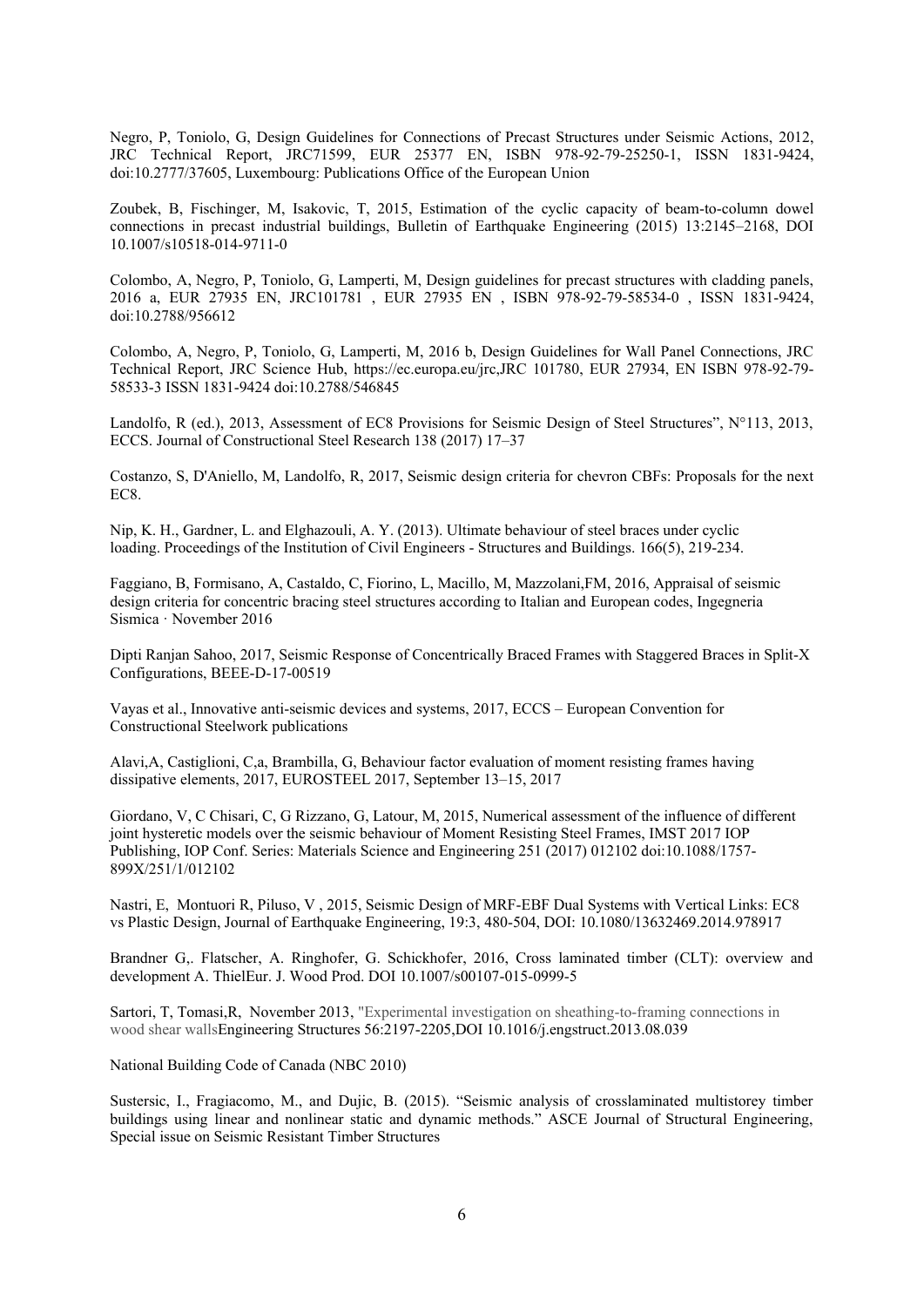Negro, P, Toniolo, G, Design Guidelines for Connections of Precast Structures under Seismic Actions, 2012, JRC Technical Report, JRC71599, EUR 25377 EN, ISBN 978-92-79-25250-1, ISSN 1831-9424, doi:10.2777/37605, Luxembourg: Publications Office of the European Union

Zoubek, B, Fischinger, M, Isakovic, T, 2015, Estimation of the cyclic capacity of beam-to-column dowel connections in precast industrial buildings, Bulletin of Earthquake Engineering (2015) 13:2145–2168, DOI 10.1007/s10518-014-9711-0

Colombo, A, Negro, P, Toniolo, G, Lamperti, M, Design guidelines for precast structures with cladding panels, 2016 a, EUR 27935 EN, JRC101781 , EUR 27935 EN , ISBN 978-92-79-58534-0 , ISSN 1831-9424, doi:10.2788/956612

Colombo, A, Negro, P, Toniolo, G, Lamperti, M, 2016 b, Design Guidelines for Wall Panel Connections, JRC Technical Report, JRC Science Hub, https://ec.europa.eu/jrc,JRC 101780, EUR 27934, EN ISBN 978-92-79-58533-3 ISSN 1831-9424 doi:10.2788/546845

Landolfo, R (ed.), 2013, Assessment of EC8 Provisions for Seismic Design of Steel Structures", N°113, 2013, ECCS. Journal of Constructional Steel Research 138 (2017) 17–37

Costanzo, S, D'Aniello, M, Landolfo, R, 2017, Seismic design criteria for chevron CBFs: Proposals for the next EC8.

Nip, K. H., Gardner, L. and Elghazouli, A. Y. (2013). Ultimate behaviour of steel braces under cyclic loading. Proceedings of the Institution of Civil Engineers - Structures and Buildings. 166(5), 219-234.

Faggiano, B, Formisano, A, Castaldo, C, Fiorino, L, Macillo, M, Mazzolani,FM, 2016, Appraisal of seismic design criteria for concentric bracing steel structures according to Italian and European codes, Ingegneria Sismica · November 2016

Dipti Ranjan Sahoo, 2017, Seismic Response of Concentrically Braced Frames with Staggered Braces in Split-X Configurations, BEEE-D-17-00519

Vayas et al., Innovative anti-seismic devices and systems, 2017, ECCS – European Convention for Constructional Steelwork publications

Alavi,A, Castiglioni, C,a, Brambilla, G, Behaviour factor evaluation of moment resisting frames having dissipative elements, 2017, EUROSTEEL 2017, September 13–15, 2017

Giordano, V, C Chisari, C, G Rizzano, G, Latour, M, 2015, Numerical assessment of the influence of different joint hysteretic models over the seismic behaviour of Moment Resisting Steel Frames, IMST 2017 IOP Publishing, IOP Conf. Series: Materials Science and Engineering 251 (2017) 012102 doi:10.1088/1757-899X/251/1/012102

Nastri, E, Montuori R, Piluso, V , 2015, Seismic Design of MRF-EBF Dual Systems with Vertical Links: EC8 vs Plastic Design, Journal of Earthquake Engineering, 19:3, 480-504, DOI: 10.1080/13632469.2014.978917

Brandner G,. Flatscher, A. Ringhofer, G. Schickhofer, 2016, Cross laminated timber (CLT): overview and development A. ThielEur. J. Wood Prod. DOI 10.1007/s00107-015-0999-5

Sartori, T, Tomasi,R, November 2013, "Experimental investigation on sheathing-to-framing connections in wood shear wallsEngineering Structures 56:2197-2205,DOI 10.1016/j.engstruct.2013.08.039

National Building Code of Canada (NBC 2010)

Sustersic, I., Fragiacomo, M., and Dujic, B. (2015). "Seismic analysis of crosslaminated multistorey timber buildings using linear and nonlinear static and dynamic methods." ASCE Journal of Structural Engineering, Special issue on Seismic Resistant Timber Structures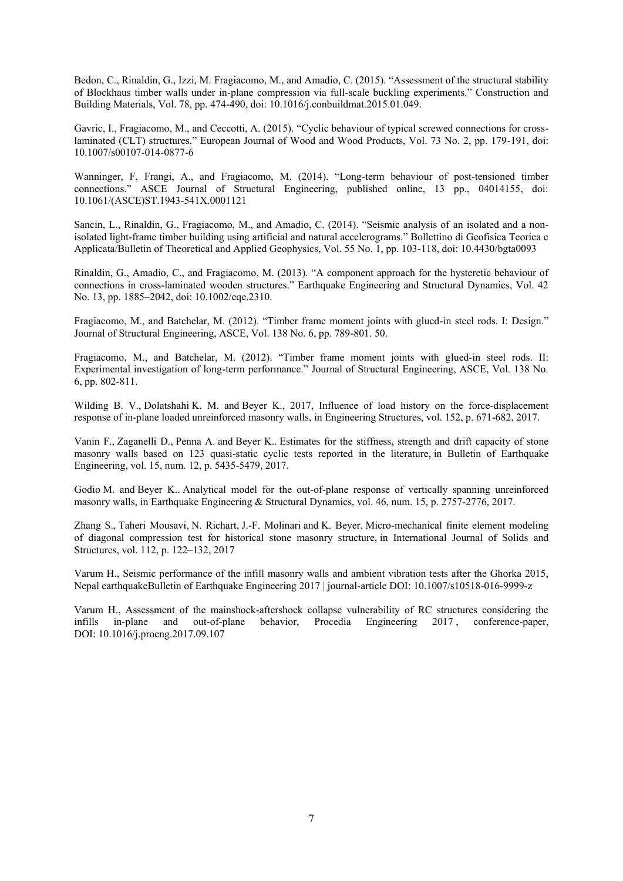Bedon, C., Rinaldin, G., Izzi, M. Fragiacomo, M., and Amadio, C. (2015). “Assessment of the structural stability of Blockhaus timber walls under in-plane compression via full-scale buckling experiments.” Construction and Building Materials, Vol. 78, pp. 474-490, doi: 10.1016/j.conbuildmat.2015.01.049.

Gavric, I., Fragiacomo, M., and Ceccotti, A. (2015). “Cyclic behaviour of typical screwed connections for cross-laminated (CLT) structures.” European Journal of Wood and Wood Products, Vol. 73 No. 2, pp. 179-191, doi: 10.1007/s00107-014-0877-6

Wanninger, F, Frangi, A., and Fragiacomo, M. (2014). “Long-term behaviour of post-tensioned timber connections.” ASCE Journal of Structural Engineering, published online, 13 pp., 04014155, doi: 10.1061/(ASCE)ST.1943-541X.0001121

Sancin, L., Rinaldin, G., Fragiacomo, M., and Amadio, C. (2014). “Seismic analysis of an isolated and a non-isolated light-frame timber building using artificial and natural accelerograms.” Bollettino di Geofisica Teorica e Applicata/Bulletin of Theoretical and Applied Geophysics, Vol. 55 No. 1, pp. 103-118, doi: 10.4430/bgta0093

Rinaldin, G., Amadio, C., and Fragiacomo, M. (2013). “A component approach for the hysteretic behaviour of connections in cross-laminated wooden structures.” Earthquake Engineering and Structural Dynamics, Vol. 42 No. 13, pp. 1885–2042, doi: 10.1002/eqe.2310.

Fragiacomo, M., and Batchelar, M. (2012). “Timber frame moment joints with glued-in steel rods. I: Design.” Journal of Structural Engineering, ASCE, Vol. 138 No. 6, pp. 789-801. 50.

Fragiacomo, M., and Batchelar, M. (2012). “Timber frame moment joints with glued-in steel rods. II: Experimental investigation of long-term performance.” Journal of Structural Engineering, ASCE, Vol. 138 No. 6, pp. 802-811.

Wilding B. V., Dolatshahi K. M. and Beyer K., 2017, Influence of load history on the force-displacement response of in-plane loaded unreinforced masonry walls, in Engineering Structures, vol. 152, p. 671-682, 2017.

Vanin F., Zaganelli D., Penna A. and Beyer K.. Estimates for the stiffness, strength and drift capacity of stone masonry walls based on 123 quasi-static cyclic tests reported in the literature, in Bulletin of Earthquake Engineering, vol. 15, num. 12, p. 5435-5479, 2017.

Godio M. and Beyer K.. Analytical model for the out-of-plane response of vertically spanning unreinforced masonry walls, in Earthquake Engineering & Structural Dynamics, vol. 46, num. 15, p. 2757-2776, 2017.

Zhang S., Taheri Mousavi, N. Richart, J.-F. Molinari and K. Beyer. Micro-mechanical finite element modeling of diagonal compression test for historical stone masonry structure, in International Journal of Solids and Structures, vol. 112, p. 122–132, 2017

Varum H., Seismic performance of the infill masonry walls and ambient vibration tests after the Ghorka 2015, Nepal earthquakeBulletin of Earthquake Engineering 2017 | journal-article DOI: 10.1007/s10518-016-9999-z

Varum H., Assessment of the mainshock-aftershock collapse vulnerability of RC structures considering the infills in-plane and out-of-plane behavior, Procedia Engineering 2017 , conference-paper, DOI: 10.1016/j.proeng.2017.09.107